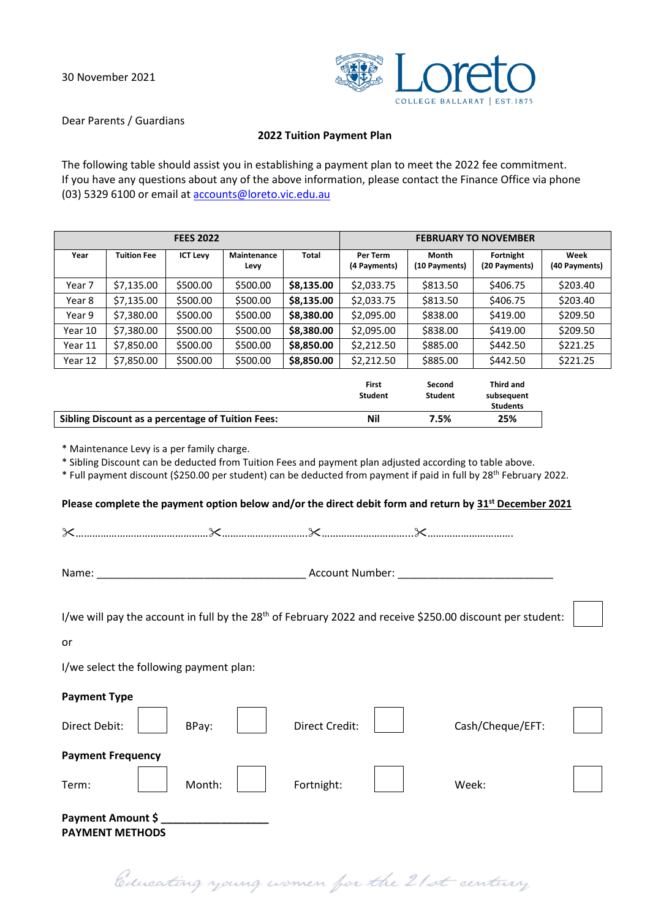30 November 2021

Loreto College Ballarat | Est. 1875

Dear Parents / Guardians

**2022 Tuition Payment Plan**

The following table should assist you in establishing a payment plan to meet the 2022 fee commitment. If you have any questions about any of the above information, please contact the Finance Office via phone (03) 5329 6100 or email at accounts@loreto.vic.edu.au

| FEES 2022 | | | | | FEBRUARY TO NOVEMBER | | | |
|---|---|---|---|---|---|---|---|---|
| Year | Tuition Fee | ICT Levy | Maintenance Levy | Total | Per Term (4 Payments) | Month (10 Payments) | Fortnight (20 Payments) | Week (40 Payments) |
| Year 7 | $7,135.00 | $500.00 | $500.00 | **$8,135.00** | $2,033.75 | $813.50 | $406.75 | $203.40 |
| Year 8 | $7,135.00 | $500.00 | $500.00 | **$8,135.00** | $2,033.75 | $813.50 | $406.75 | $203.40 |
| Year 9 | $7,380.00 | $500.00 | $500.00 | **$8,380.00** | $2,095.00 | $838.00 | $419.00 | $209.50 |
| Year 10 | $7,380.00 | $500.00 | $500.00 | **$8,380.00** | $2,095.00 | $838.00 | $419.00 | $209.50 |
| Year 11 | $7,850.00 | $500.00 | $500.00 | **$8,850.00** | $2,212.50 | $885.00 | $442.50 | $221.25 |
| Year 12 | $7,850.00 | $500.00 | $500.00 | **$8,850.00** | $2,212.50 | $885.00 | $442.50 | $221.25 |

| | First Student | Second Student | Third and subsequent Students |
|---|---|---|---|
| **Sibling Discount as a percentage of Tuition Fees:** | **Nil** | **7.5%** | **25%** |

* Maintenance Levy is a per family charge.
* Sibling Discount can be deducted from Tuition Fees and payment plan adjusted according to table above.
* Full payment discount ($250.00 per student) can be deducted from payment if paid in full by 28th February 2022.

**Please complete the payment option below and/or the direct debit form and return by 31st December 2021**

✂…………………………………………✂…………………………..✂…………………………….✂………………………….

Name: ___________________________________ Account Number: __________________________

I/we will pay the account in full by the 28th of February 2022 and receive $250.00 discount per student: ☐

or

I/we select the following payment plan:

**Payment Type**

Direct Debit: ☐ BPay: ☐ Direct Credit: ☐ Cash/Cheque/EFT: ☐

**Payment Frequency**

Term: ☐ Month: ☐ Fortnight: ☐ Week: ☐

**Payment Amount $ _________________**

**PAYMENT METHODS**

*Educating young women for the 21st century*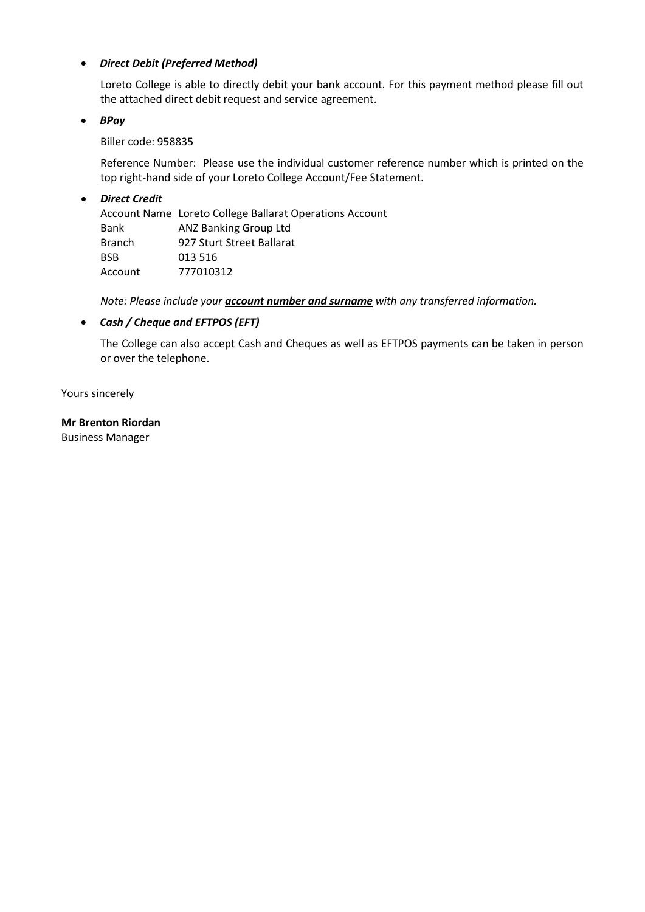- ***Direct Debit (Preferred Method)***

  Loreto College is able to directly debit your bank account. For this payment method please fill out the attached direct debit request and service agreement.

- ***BPay***

  Biller code: 958835

  Reference Number: Please use the individual customer reference number which is printed on the top right-hand side of your Loreto College Account/Fee Statement.

- ***Direct Credit***

  | | |
  |---|---|
  | Account Name | Loreto College Ballarat Operations Account |
  | Bank | ANZ Banking Group Ltd |
  | Branch | 927 Sturt Street Ballarat |
  | BSB | 013 516 |
  | Account | 777010312 |

  *Note: Please include your **account number and surname** with any transferred information.*

- ***Cash / Cheque and EFTPOS (EFT)***

  The College can also accept Cash and Cheques as well as EFTPOS payments can be taken in person or over the telephone.

Yours sincerely

**Mr Brenton Riordan**
Business Manager